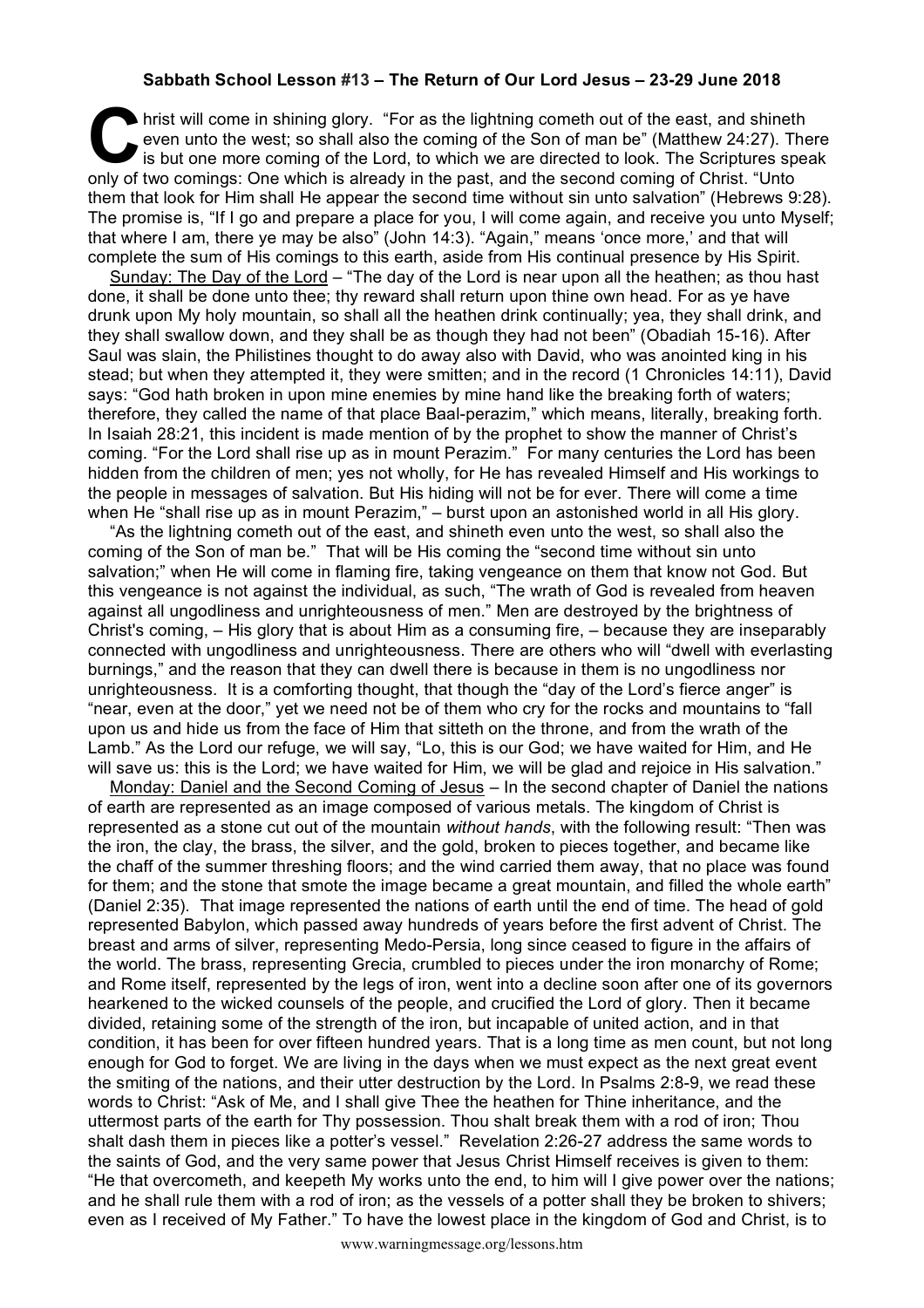**Sabbath School Lesson #13 – The Return of Our Lord Jesus – 23-29 June 2018**

Christ will come in shining glory. "For as the lightning cometh out of the east, and shineth even unto the west; so shall also the coming of the Son of man be" (Matthew 24:27). There is but one more coming of the Lord, to which we are directed to look. The Scriptures speak only of two comings: One which is already in the past, and the second coming of Christ. "Unto them that look for Him shall He appear the second time without sin unto salvation" (Hebrews 9:28). The promise is, "If I go and prepare a place for you, I will come again, and receive you unto Myself; that where I am, there ye may be also" (John 14:3). "Again," means 'once more,' and that will complete the sum of His comings to this earth, aside from His continual presence by His Spirit.

Sunday: The Day of the Lord – "The day of the Lord is near upon all the heathen; as thou hast done, it shall be done unto thee; thy reward shall return upon thine own head. For as ye have drunk upon My holy mountain, so shall all the heathen drink continually; yea, they shall drink, and they shall swallow down, and they shall be as though they had not been" (Obadiah 15-16). After Saul was slain, the Philistines thought to do away also with David, who was anointed king in his stead; but when they attempted it, they were smitten; and in the record (1 Chronicles 14:11), David says: "God hath broken in upon mine enemies by mine hand like the breaking forth of waters; therefore, they called the name of that place Baal-perazim," which means, literally, breaking forth. In Isaiah 28:21, this incident is made mention of by the prophet to show the manner of Christ's coming. "For the Lord shall rise up as in mount Perazim." For many centuries the Lord has been hidden from the children of men; yes not wholly, for He has revealed Himself and His workings to the people in messages of salvation. But His hiding will not be for ever. There will come a time when He "shall rise up as in mount Perazim," – burst upon an astonished world in all His glory.

"As the lightning cometh out of the east, and shineth even unto the west, so shall also the coming of the Son of man be." That will be His coming the "second time without sin unto salvation;" when He will come in flaming fire, taking vengeance on them that know not God. But this vengeance is not against the individual, as such, "The wrath of God is revealed from heaven against all ungodliness and unrighteousness of men." Men are destroyed by the brightness of Christ's coming, – His glory that is about Him as a consuming fire, – because they are inseparably connected with ungodliness and unrighteousness. There are others who will "dwell with everlasting burnings," and the reason that they can dwell there is because in them is no ungodliness nor unrighteousness. It is a comforting thought, that though the "day of the Lord's fierce anger" is "near, even at the door," yet we need not be of them who cry for the rocks and mountains to "fall upon us and hide us from the face of Him that sitteth on the throne, and from the wrath of the Lamb." As the Lord our refuge, we will say, "Lo, this is our God; we have waited for Him, and He will save us: this is the Lord; we have waited for Him, we will be glad and rejoice in His salvation."

Monday: Daniel and the Second Coming of Jesus – In the second chapter of Daniel the nations of earth are represented as an image composed of various metals. The kingdom of Christ is represented as a stone cut out of the mountain *without hands*, with the following result: "Then was the iron, the clay, the brass, the silver, and the gold, broken to pieces together, and became like the chaff of the summer threshing floors; and the wind carried them away, that no place was found for them; and the stone that smote the image became a great mountain, and filled the whole earth" (Daniel 2:35). That image represented the nations of earth until the end of time. The head of gold represented Babylon, which passed away hundreds of years before the first advent of Christ. The breast and arms of silver, representing Medo-Persia, long since ceased to figure in the affairs of the world. The brass, representing Grecia, crumbled to pieces under the iron monarchy of Rome; and Rome itself, represented by the legs of iron, went into a decline soon after one of its governors hearkened to the wicked counsels of the people, and crucified the Lord of glory. Then it became divided, retaining some of the strength of the iron, but incapable of united action, and in that condition, it has been for over fifteen hundred years. That is a long time as men count, but not long enough for God to forget. We are living in the days when we must expect as the next great event the smiting of the nations, and their utter destruction by the Lord. In Psalms 2:8-9, we read these words to Christ: "Ask of Me, and I shall give Thee the heathen for Thine inheritance, and the uttermost parts of the earth for Thy possession. Thou shalt break them with a rod of iron; Thou shalt dash them in pieces like a potter's vessel." Revelation 2:26-27 address the same words to the saints of God, and the very same power that Jesus Christ Himself receives is given to them: "He that overcometh, and keepeth My works unto the end, to him will I give power over the nations; and he shall rule them with a rod of iron; as the vessels of a potter shall they be broken to shivers; even as I received of My Father." To have the lowest place in the kingdom of God and Christ, is to

www.warningmessage.org/lessons.htm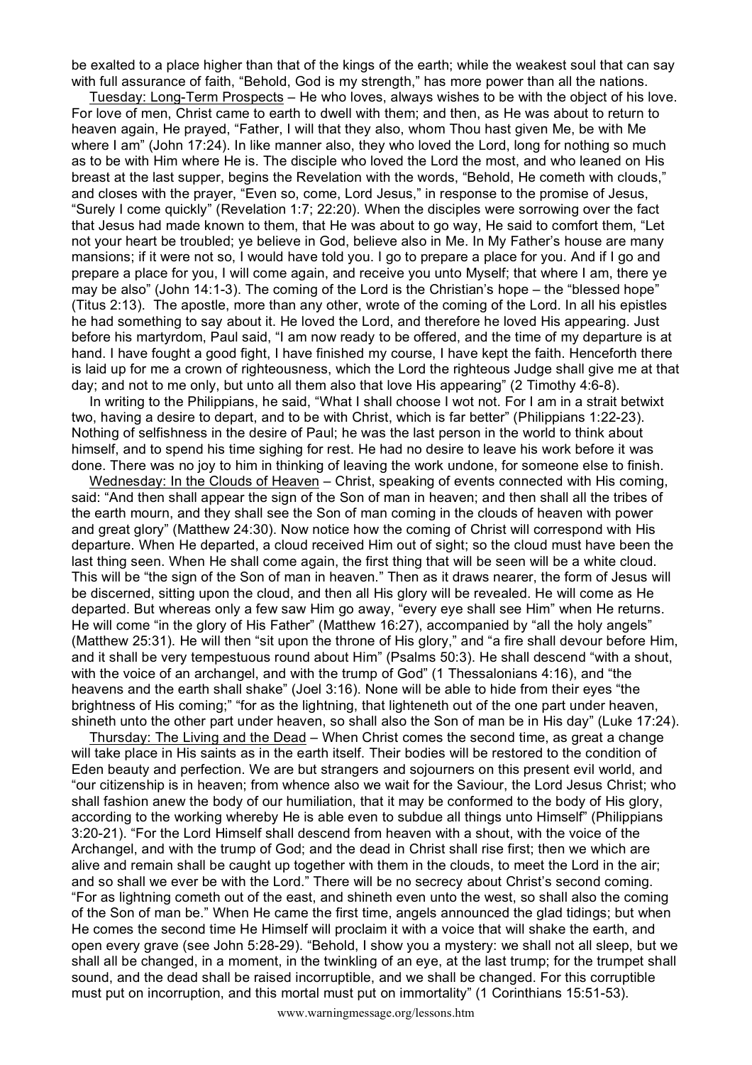be exalted to a place higher than that of the kings of the earth; while the weakest soul that can say with full assurance of faith, “Behold, God is my strength,” has more power than all the nations.

<u>Tuesday: Long-Term Prospects</u> – He who loves, always wishes to be with the object of his love. For love of men, Christ came to earth to dwell with them; and then, as He was about to return to heaven again, He prayed, “Father, I will that they also, whom Thou hast given Me, be with Me where I am” (John 17:24). In like manner also, they who loved the Lord, long for nothing so much as to be with Him where He is. The disciple who loved the Lord the most, and who leaned on His breast at the last supper, begins the Revelation with the words, “Behold, He cometh with clouds,” and closes with the prayer, “Even so, come, Lord Jesus,” in response to the promise of Jesus, “Surely I come quickly” (Revelation 1:7; 22:20). When the disciples were sorrowing over the fact that Jesus had made known to them, that He was about to go way, He said to comfort them, “Let not your heart be troubled; ye believe in God, believe also in Me. In My Father’s house are many mansions; if it were not so, I would have told you. I go to prepare a place for you. And if I go and prepare a place for you, I will come again, and receive you unto Myself; that where I am, there ye may be also” (John 14:1-3). The coming of the Lord is the Christian’s hope – the “blessed hope” (Titus 2:13). The apostle, more than any other, wrote of the coming of the Lord. In all his epistles he had something to say about it. He loved the Lord, and therefore he loved His appearing. Just before his martyrdom, Paul said, “I am now ready to be offered, and the time of my departure is at hand. I have fought a good fight, I have finished my course, I have kept the faith. Henceforth there is laid up for me a crown of righteousness, which the Lord the righteous Judge shall give me at that day; and not to me only, but unto all them also that love His appearing” (2 Timothy 4:6-8).

In writing to the Philippians, he said, “What I shall choose I wot not. For I am in a strait betwixt two, having a desire to depart, and to be with Christ, which is far better” (Philippians 1:22-23). Nothing of selfishness in the desire of Paul; he was the last person in the world to think about himself, and to spend his time sighing for rest. He had no desire to leave his work before it was done. There was no joy to him in thinking of leaving the work undone, for someone else to finish.

<u>Wednesday: In the Clouds of Heaven</u> – Christ, speaking of events connected with His coming, said: “And then shall appear the sign of the Son of man in heaven; and then shall all the tribes of the earth mourn, and they shall see the Son of man coming in the clouds of heaven with power and great glory” (Matthew 24:30). Now notice how the coming of Christ will correspond with His departure. When He departed, a cloud received Him out of sight; so the cloud must have been the last thing seen. When He shall come again, the first thing that will be seen will be a white cloud. This will be “the sign of the Son of man in heaven.” Then as it draws nearer, the form of Jesus will be discerned, sitting upon the cloud, and then all His glory will be revealed. He will come as He departed. But whereas only a few saw Him go away, “every eye shall see Him” when He returns. He will come “in the glory of His Father” (Matthew 16:27), accompanied by “all the holy angels” (Matthew 25:31). He will then “sit upon the throne of His glory,” and “a fire shall devour before Him, and it shall be very tempestuous round about Him” (Psalms 50:3). He shall descend “with a shout, with the voice of an archangel, and with the trump of God” (1 Thessalonians 4:16), and “the heavens and the earth shall shake” (Joel 3:16). None will be able to hide from their eyes “the brightness of His coming;” “for as the lightning, that lighteneth out of the one part under heaven, shineth unto the other part under heaven, so shall also the Son of man be in His day” (Luke 17:24).

<u>Thursday: The Living and the Dead</u> – When Christ comes the second time, as great a change will take place in His saints as in the earth itself. Their bodies will be restored to the condition of Eden beauty and perfection. We are but strangers and sojourners on this present evil world, and “our citizenship is in heaven; from whence also we wait for the Saviour, the Lord Jesus Christ; who shall fashion anew the body of our humiliation, that it may be conformed to the body of His glory, according to the working whereby He is able even to subdue all things unto Himself” (Philippians 3:20-21). “For the Lord Himself shall descend from heaven with a shout, with the voice of the Archangel, and with the trump of God; and the dead in Christ shall rise first; then we which are alive and remain shall be caught up together with them in the clouds, to meet the Lord in the air; and so shall we ever be with the Lord.” There will be no secrecy about Christ’s second coming. “For as lightning cometh out of the east, and shineth even unto the west, so shall also the coming of the Son of man be.” When He came the first time, angels announced the glad tidings; but when He comes the second time He Himself will proclaim it with a voice that will shake the earth, and open every grave (see John 5:28-29). “Behold, I show you a mystery: we shall not all sleep, but we shall all be changed, in a moment, in the twinkling of an eye, at the last trump; for the trumpet shall sound, and the dead shall be raised incorruptible, and we shall be changed. For this corruptible must put on incorruption, and this mortal must put on immortality” (1 Corinthians 15:51-53).

www.warningmessage.org/lessons.htm